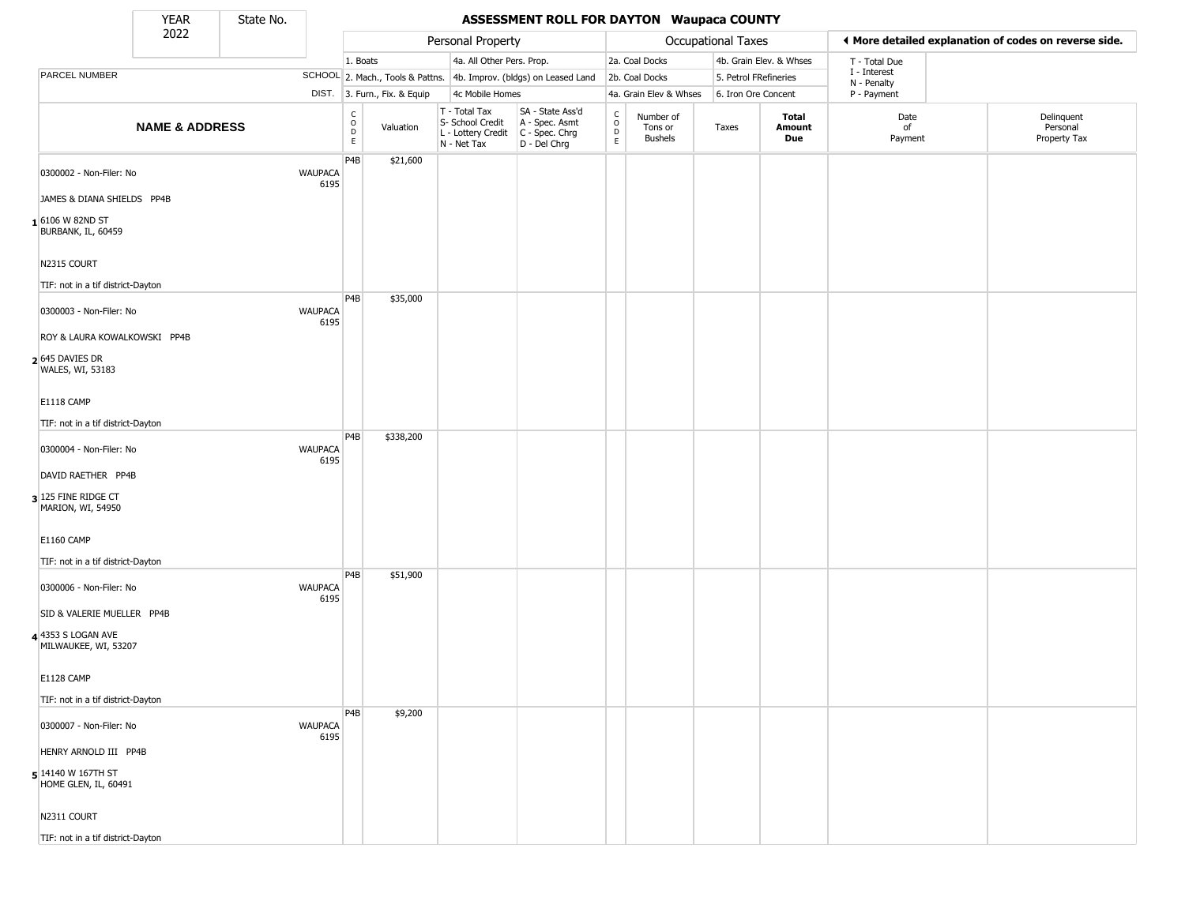| YEAR | State No. |
| --- | --- |
| 2022 | |

# ASSESSMENT ROLL FOR DAYTON Waupaca COUNTY

| | | | Personal Property | | | | Occupational Taxes | | | | ◄ More detailed explanation of codes on reverse side. | |
| --- | --- | --- | --- | --- | --- | --- | --- | --- | --- | --- | --- | --- |
| | | | 1. Boats | | 4a. All Other Pers. Prop. | | 2a. Coal Docks | | 4b. Grain Elev. & Whses | | T - Total Due | |
| PARCEL NUMBER | SCHOOL | | 2. Mach., Tools & Pattns. | | 4b. Improv. (bldgs) on Leased Land | | 2b. Coal Docks | | 5. Petrol FRefineries | | I - Interest N - Penalty | |
| | DIST. | | 3. Furn., Fix. & Equip | | 4c Mobile Homes | | 4a. Grain Elev & Whses | | 6. Iron Ore Concent | | P - Payment | |
| **NAME & ADDRESS** | | CODE | Valuation | T - Total Tax S- School Credit L - Lottery Credit N - Net Tax | SA - State Ass'd A - Spec. Asmt C - Spec. Chrg D - Del Chrg | CODE | Number of Tons or Bushels | Taxes | **Total Amount Due** | Date of Payment | Delinquent Personal Property Tax | |
| 1 0300002 - Non-Filer: No<br>JAMES & DIANA SHIELDS PP4B<br>6106 W 82ND ST<br>BURBANK, IL, 60459<br>N2315 COURT<br>TIF: not in a tif district-Dayton | WAUPACA 6195 | P4B | $21,600 | | | | | | | | | |
| 2 0300003 - Non-Filer: No<br>ROY & LAURA KOWALKOWSKI PP4B<br>645 DAVIES DR<br>WALES, WI, 53183<br>E1118 CAMP<br>TIF: not in a tif district-Dayton | WAUPACA 6195 | P4B | $35,000 | | | | | | | | | |
| 3 0300004 - Non-Filer: No<br>DAVID RAETHER PP4B<br>125 FINE RIDGE CT<br>MARION, WI, 54950<br>E1160 CAMP<br>TIF: not in a tif district-Dayton | WAUPACA 6195 | P4B | $338,200 | | | | | | | | | |
| 4 0300006 - Non-Filer: No<br>SID & VALERIE MUELLER PP4B<br>4353 S LOGAN AVE<br>MILWAUKEE, WI, 53207<br>E1128 CAMP<br>TIF: not in a tif district-Dayton | WAUPACA 6195 | P4B | $51,900 | | | | | | | | | |
| 5 0300007 - Non-Filer: No<br>HENRY ARNOLD III PP4B<br>14140 W 167TH ST<br>HOME GLEN, IL, 60491<br>N2311 COURT<br>TIF: not in a tif district-Dayton | WAUPACA 6195 | P4B | $9,200 | | | | | | | | | |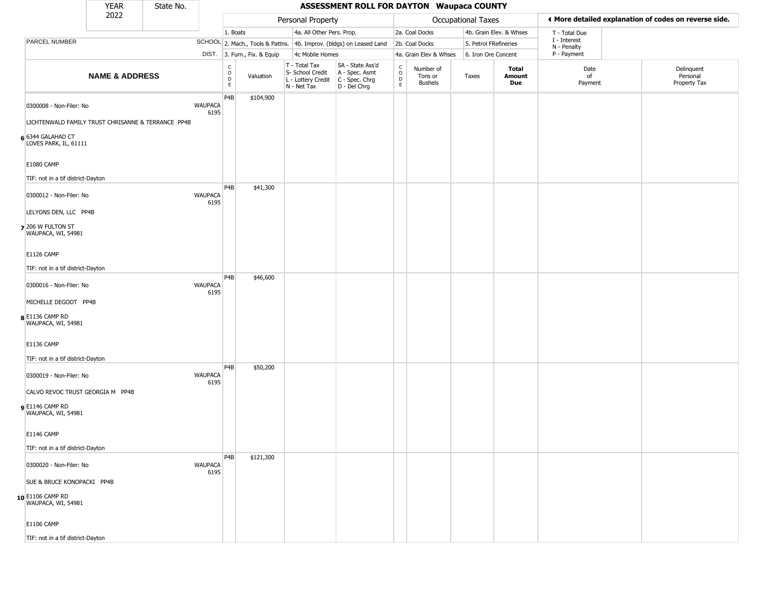# ASSESSMENT ROLL FOR DAYTON Waupaca COUNTY

YEAR 2022 | State No.

| Personal Property | | Occupational Taxes | | ◄ More detailed explanation of codes on reverse side. |
|---|---|---|---|---|
| 1. Boats | 4a. All Other Pers. Prop. | 2a. Coal Docks | 4b. Grain Elev. & Whses | T - Total Due |
| 2. Mach., Tools & Pattns. | 4b. Improv. (bldgs) on Leased Land | 2b. Coal Docks | 5. Petrol FRefineries | I - Interest, N - Penalty |
| 3. Furn., Fix. & Equip | 4c Mobile Homes | 4a. Grain Elev & Whses | 6. Iron Ore Concent | P - Payment |

| | PARCEL NUMBER / NAME & ADDRESS | SCHOOL DIST. | CODE | Valuation | T - Total Tax / S- School Credit / L - Lottery Credit / N - Net Tax | SA - State Ass'd / A - Spec. Asmt / C - Spec. Chrg / D - Del Chrg | CODE | Number of Tons or Bushels | Taxes | Total Amount Due | Date of Payment | Delinquent Personal Property Tax |
|---|---|---|---|---|---|---|---|---|---|---|---|---|
| 6 | 0300008 - Non-Filer: No<br>LICHTENWALD FAMILY TRUST CHRISANNE & TERRANCE PP4B<br>6344 GALAHAD CT<br>LOVES PARK, IL, 61111<br>E1080 CAMP<br>TIF: not in a tif district-Dayton | WAUPACA 6195 | P4B | $104,900 | | | | | | | | |
| 7 | 0300012 - Non-Filer: No<br>LELYONS DEN, LLC PP4B<br>206 W FULTON ST<br>WAUPACA, WI, 54981<br>E1126 CAMP<br>TIF: not in a tif district-Dayton | WAUPACA 6195 | P4B | $41,300 | | | | | | | | |
| 8 | 0300016 - Non-Filer: No<br>MICHELLE DEGODT PP4B<br>E1136 CAMP RD<br>WAUPACA, WI, 54981<br>E1136 CAMP<br>TIF: not in a tif district-Dayton | WAUPACA 6195 | P4B | $46,600 | | | | | | | | |
| 9 | 0300019 - Non-Filer: No<br>CALVO REVOC TRUST GEORGIA M PP4B<br>E1146 CAMP RD<br>WAUPACA, WI, 54981<br>E1146 CAMP<br>TIF: not in a tif district-Dayton | WAUPACA 6195 | P4B | $50,200 | | | | | | | | |
| 10 | 0300020 - Non-Filer: No<br>SUE & BRUCE KONOPACKI PP4B<br>E1106 CAMP RD<br>WAUPACA, WI, 54981<br>E1106 CAMP<br>TIF: not in a tif district-Dayton | WAUPACA 6195 | P4B | $121,300 | | | | | | | | |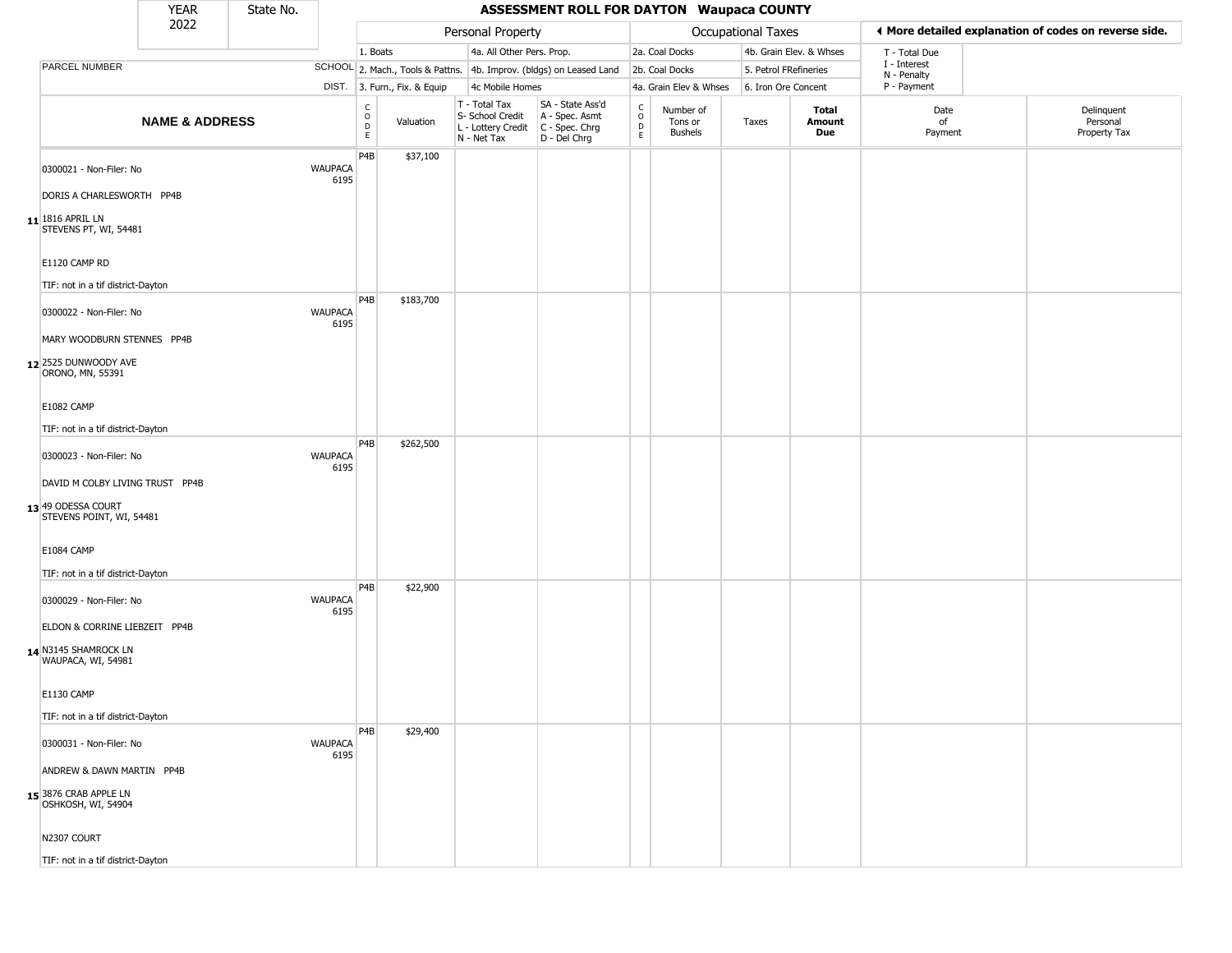| YEAR 2022 | State No. | | ASSESSMENT ROLL FOR DAYTON Waupaca COUNTY | | | | | | | | | | |
|---|---|---|---|---|---|---|---|---|---|---|---|---|---|
| | | | Personal Property | | | | Occupational Taxes | | | | ◄ More detailed explanation of codes on reverse side. | | |
| | | | 1. Boats | | 4a. All Other Pers. Prop. | | 2a. Coal Docks | | 4b. Grain Elev. & Whses | | T - Total Due | | |
| PARCEL NUMBER | | SCHOOL | 2. Mach., Tools & Pattns. | | 4b. Improv. (bldgs) on Leased Land | | 2b. Coal Docks | | 5. Petrol FRefineries | | I - Interest N - Penalty | | |
| | | DIST. | 3. Furn., Fix. & Equip | | 4c Mobile Homes | | 4a. Grain Elev & Whses | | 6. Iron Ore Concent | | P - Payment | | |
| NAME & ADDRESS | | | CODE | Valuation | T - Total Tax S- School Credit L - Lottery Credit N - Net Tax | SA - State Ass'd A - Spec. Asmt C - Spec. Chrg D - Del Chrg | CODE | Number of Tons or Bushels | Taxes | Total Amount Due | Date of Payment | Delinquent Personal Property Tax | |
| 11 | 0300021 - Non-Filer: No<br>DORIS A CHARLESWORTH PP4B<br>1816 APRIL LN<br>STEVENS PT, WI, 54481<br>E1120 CAMP RD<br>TIF: not in a tif district-Dayton | WAUPACA 6195 | P4B | $37,100 | | | | | | | | | |
| 12 | 0300022 - Non-Filer: No<br>MARY WOODBURN STENNES PP4B<br>2525 DUNWOODY AVE<br>ORONO, MN, 55391<br>E1082 CAMP<br>TIF: not in a tif district-Dayton | WAUPACA 6195 | P4B | $183,700 | | | | | | | | | |
| 13 | 0300023 - Non-Filer: No<br>DAVID M COLBY LIVING TRUST PP4B<br>49 ODESSA COURT<br>STEVENS POINT, WI, 54481<br>E1084 CAMP<br>TIF: not in a tif district-Dayton | WAUPACA 6195 | P4B | $262,500 | | | | | | | | | |
| 14 | 0300029 - Non-Filer: No<br>ELDON & CORRINE LIEBZEIT PP4B<br>N3145 SHAMROCK LN<br>WAUPACA, WI, 54981<br>E1130 CAMP<br>TIF: not in a tif district-Dayton | WAUPACA 6195 | P4B | $22,900 | | | | | | | | | |
| 15 | 0300031 - Non-Filer: No<br>ANDREW & DAWN MARTIN PP4B<br>3876 CRAB APPLE LN<br>OSHKOSH, WI, 54904<br>N2307 COURT<br>TIF: not in a tif district-Dayton | WAUPACA 6195 | P4B | $29,400 | | | | | | | | | |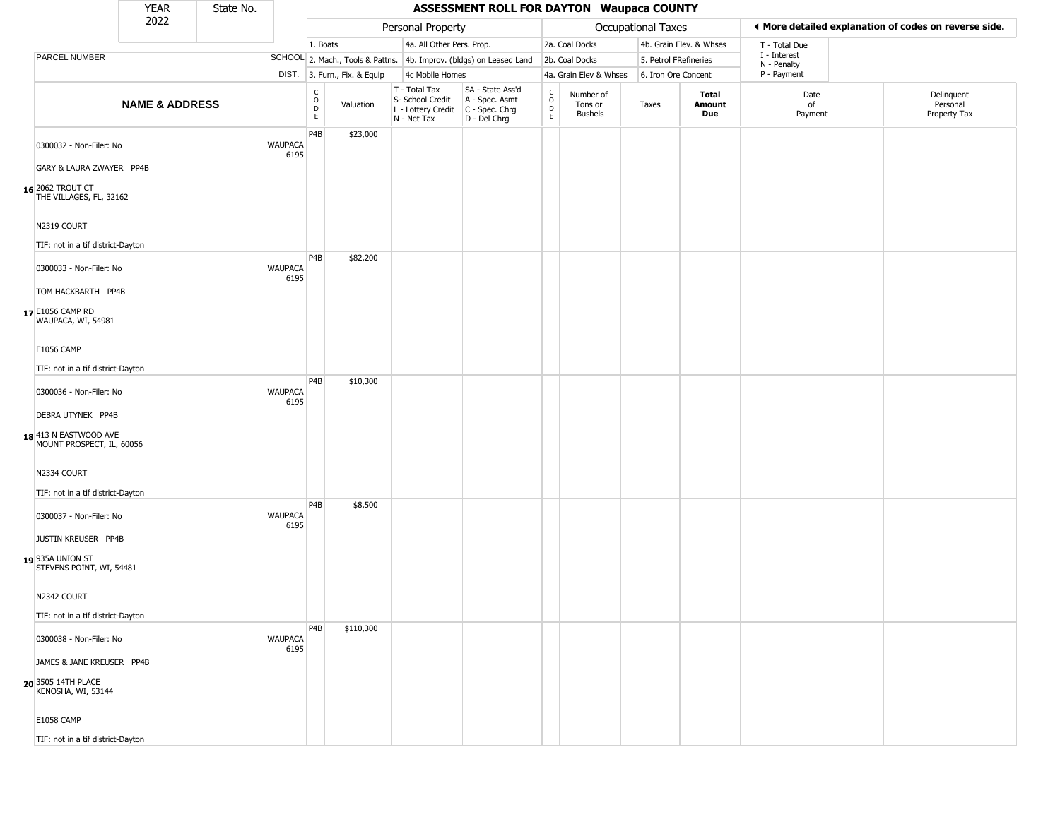| YEAR 2022 | State No. | | ASSESSMENT ROLL FOR DAYTON Waupaca COUNTY | | | | | | | | | |
|---|---|---|---|---|---|---|---|---|---|---|---|---|

**Personal Property:** 1. Boats; 2. Mach., Tools & Pattns.; 3. Furn., Fix. & Equip; 4a. All Other Pers. Prop.; 4b. Improv. (bldgs) on Leased Land; 4c Mobile Homes

**Occupational Taxes:** 2a. Coal Docks; 2b. Coal Docks; 4a. Grain Elev & Whses; 4b. Grain Elev. & Whses; 5. Petrol FRefineries; 6. Iron Ore Concent

◀ More detailed explanation of codes on reverse side.

T - Total Due; I - Interest; N - Penalty; P - Payment

| | PARCEL NUMBER / NAME & ADDRESS | SCHOOL DIST. | CODE | Valuation | T - Total Tax S- School Credit L - Lottery Credit N - Net Tax | SA - State Ass'd A - Spec. Asmt C - Spec. Chrg D - Del Chrg | CODE | Number of Tons or Bushels | Taxes | Total Amount Due | Date of Payment | Delinquent Personal Property Tax |
|---|---|---|---|---|---|---|---|---|---|---|---|---|
| 16 | 0300032 - Non-Filer: No<br>GARY & LAURA ZWAYER PP4B<br>2062 TROUT CT<br>THE VILLAGES, FL, 32162<br>N2319 COURT<br>TIF: not in a tif district-Dayton | WAUPACA 6195 | P4B | $23,000 | | | | | | | | |
| 17 | 0300033 - Non-Filer: No<br>TOM HACKBARTH PP4B<br>E1056 CAMP RD<br>WAUPACA, WI, 54981<br>E1056 CAMP<br>TIF: not in a tif district-Dayton | WAUPACA 6195 | P4B | $82,200 | | | | | | | | |
| 18 | 0300036 - Non-Filer: No<br>DEBRA UTYNEK PP4B<br>413 N EASTWOOD AVE<br>MOUNT PROSPECT, IL, 60056<br>N2334 COURT<br>TIF: not in a tif district-Dayton | WAUPACA 6195 | P4B | $10,300 | | | | | | | | |
| 19 | 0300037 - Non-Filer: No<br>JUSTIN KREUSER PP4B<br>935A UNION ST<br>STEVENS POINT, WI, 54481<br>N2342 COURT<br>TIF: not in a tif district-Dayton | WAUPACA 6195 | P4B | $8,500 | | | | | | | | |
| 20 | 0300038 - Non-Filer: No<br>JAMES & JANE KREUSER PP4B<br>3505 14TH PLACE<br>KENOSHA, WI, 53144<br>E1058 CAMP<br>TIF: not in a tif district-Dayton | WAUPACA 6195 | P4B | $110,300 | | | | | | | | |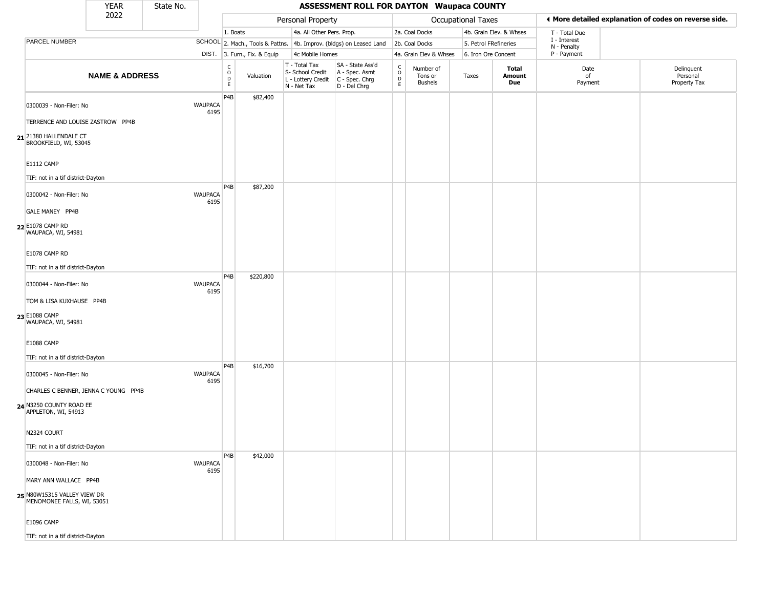# ASSESSMENT ROLL FOR DAYTON Waupaca COUNTY

| YEAR | State No. |
|---|---|
| 2022 | |

| | Personal Property | | Occupational Taxes | | ◄ More detailed explanation of codes on reverse side. |
|---|---|---|---|---|---|
| | 1. Boats | 4a. All Other Pers. Prop. | 2a. Coal Docks | 4b. Grain Elev. & Whses | T - Total Due |
| PARCEL NUMBER / SCHOOL | 2. Mach., Tools & Pattns. | 4b. Improv. (bldgs) on Leased Land | 2b. Coal Docks | 5. Petrol FRefineries | I - Interest, N - Penalty |
| DIST. | 3. Furn., Fix. & Equip | 4c Mobile Homes | 4a. Grain Elev & Whses | 6. Iron Ore Concent | P - Payment |

| | NAME & ADDRESS | SCHOOL DIST. | CODE | Valuation | T - Total Tax, S- School Credit, L - Lottery Credit, N - Net Tax | SA - State Ass'd, A - Spec. Asmt, C - Spec. Chrg, D - Del Chrg | CODE | Number of Tons or Bushels | Taxes | Total Amount Due | Date of Payment | Delinquent Personal Property Tax |
|---|---|---|---|---|---|---|---|---|---|---|---|---|
| 21 | 0300039 - Non-Filer: No<br>TERRENCE AND LOUISE ZASTROW PP4B<br>21380 HALLENDALE CT<br>BROOKFIELD, WI, 53045<br>E1112 CAMP<br>TIF: not in a tif district-Dayton | WAUPACA 6195 | P4B | $82,400 | | | | | | | | |
| 22 | 0300042 - Non-Filer: No<br>GALE MANEY PP4B<br>E1078 CAMP RD<br>WAUPACA, WI, 54981<br>E1078 CAMP RD<br>TIF: not in a tif district-Dayton | WAUPACA 6195 | P4B | $87,200 | | | | | | | | |
| 23 | 0300044 - Non-Filer: No<br>TOM & LISA KUXHAUSE PP4B<br>E1088 CAMP<br>WAUPACA, WI, 54981<br>E1088 CAMP<br>TIF: not in a tif district-Dayton | WAUPACA 6195 | P4B | $220,800 | | | | | | | | |
| 24 | 0300045 - Non-Filer: No<br>CHARLES C BENNER, JENNA C YOUNG PP4B<br>N3250 COUNTY ROAD EE<br>APPLETON, WI, 54913<br>N2324 COURT<br>TIF: not in a tif district-Dayton | WAUPACA 6195 | P4B | $16,700 | | | | | | | | |
| 25 | 0300048 - Non-Filer: No<br>MARY ANN WALLACE PP4B<br>N80W15315 VALLEY VIEW DR<br>MENOMONEE FALLS, WI, 53051<br>E1096 CAMP<br>TIF: not in a tif district-Dayton | WAUPACA 6195 | P4B | $42,000 | | | | | | | | |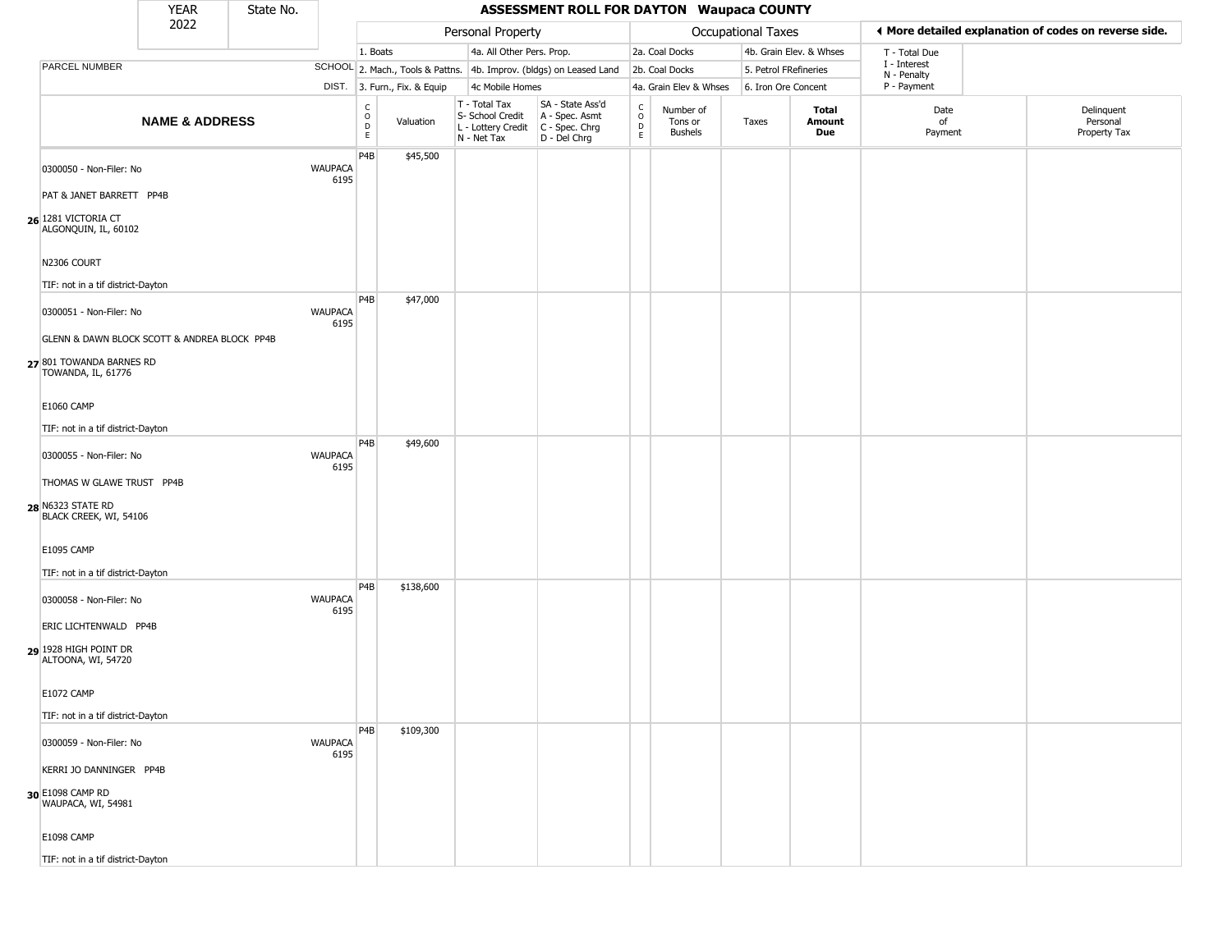| YEAR 2022 | State No. | ASSESSMENT ROLL FOR DAYTON Waupaca COUNTY |
|---|---|---|

| | | Personal Property | | | | Occupational Taxes | | | | More detailed explanation of codes on reverse side. | |
|---|---|---|---|---|---|---|---|---|---|---|---|
| PARCEL NUMBER | SCHOOL DIST. | 1. Boats<br>2. Mach., Tools & Pattns.<br>3. Furn., Fix. & Equip | | 4a. All Other Pers. Prop.<br>4b. Improv. (bldgs) on Leased Land<br>4c Mobile Homes | | 2a. Coal Docks<br>2b. Coal Docks<br>4a. Grain Elev & Whses | | 4b. Grain Elev. & Whses<br>5. Petrol FRefineries<br>6. Iron Ore Concent | | T - Total Due<br>I - Interest<br>N - Penalty<br>P - Payment | |
| **NAME & ADDRESS** | | CODE | Valuation | T - Total Tax<br>S- School Credit<br>L - Lottery Credit<br>N - Net Tax | SA - State Ass'd<br>A - Spec. Asmt<br>C - Spec. Chrg<br>D - Del Chrg | CODE | Number of Tons or Bushels | Taxes | **Total Amount Due** | Date of Payment | Delinquent Personal Property Tax |
| 0300050 - Non-Filer: No<br>PAT & JANET BARRETT PP4B<br>26 1281 VICTORIA CT<br>ALGONQUIN, IL, 60102<br>N2306 COURT<br>TIF: not in a tif district-Dayton | WAUPACA 6195 | P4B | $45,500 | | | | | | | | |
| 0300051 - Non-Filer: No<br>GLENN & DAWN BLOCK SCOTT & ANDREA BLOCK PP4B<br>27 801 TOWANDA BARNES RD<br>TOWANDA, IL, 61776<br>E1060 CAMP<br>TIF: not in a tif district-Dayton | WAUPACA 6195 | P4B | $47,000 | | | | | | | | |
| 0300055 - Non-Filer: No<br>THOMAS W GLAWE TRUST PP4B<br>28 N6323 STATE RD<br>BLACK CREEK, WI, 54106<br>E1095 CAMP<br>TIF: not in a tif district-Dayton | WAUPACA 6195 | P4B | $49,600 | | | | | | | | |
| 0300058 - Non-Filer: No<br>ERIC LICHTENWALD PP4B<br>29 1928 HIGH POINT DR<br>ALTOONA, WI, 54720<br>E1072 CAMP<br>TIF: not in a tif district-Dayton | WAUPACA 6195 | P4B | $138,600 | | | | | | | | |
| 0300059 - Non-Filer: No<br>KERRI JO DANNINGER PP4B<br>30 E1098 CAMP RD<br>WAUPACA, WI, 54981<br>E1098 CAMP<br>TIF: not in a tif district-Dayton | WAUPACA 6195 | P4B | $109,300 | | | | | | | | |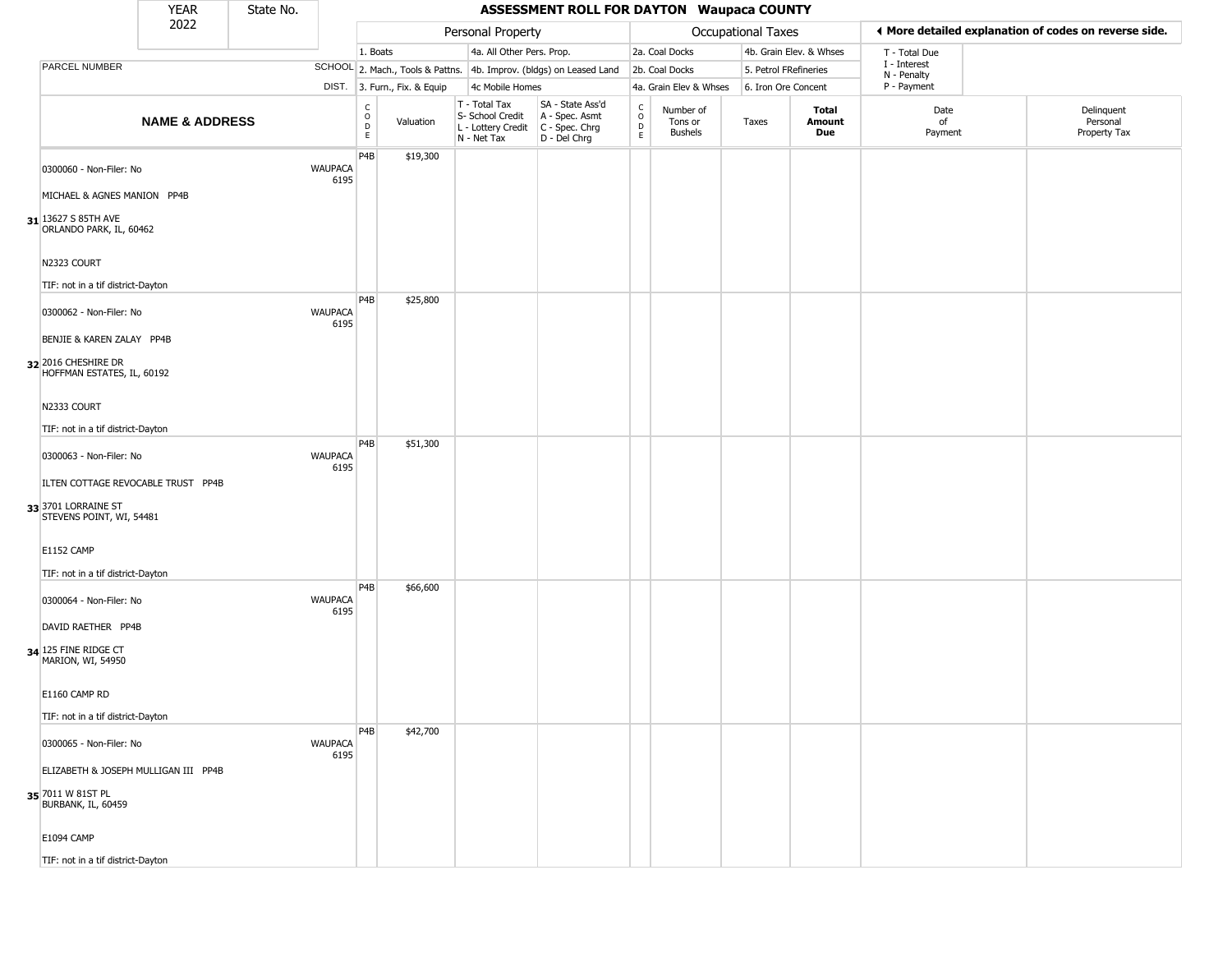| YEAR 2022 | State No. | | ASSESSMENT ROLL FOR DAYTON Waupaca COUNTY | | | | | | | | | | |
|---|---|---|---|---|---|---|---|---|---|---|---|---|---|

| | | Personal Property | | | | Occupational Taxes | | | | ◀ More detailed explanation of codes on reverse side. | |
|---|---|---|---|---|---|---|---|---|---|---|---|
| PARCEL NUMBER | SCHOOL DIST. | 1. Boats<br>2. Mach., Tools & Pattns.<br>3. Furn., Fix. & Equip | | 4a. All Other Pers. Prop.<br>4b. Improv. (bldgs) on Leased Land<br>4c Mobile Homes | | 2a. Coal Docks<br>2b. Coal Docks<br>4a. Grain Elev & Whses | | 4b. Grain Elev. & Whses<br>5. Petrol FRefineries<br>6. Iron Ore Concent | | T - Total Due<br>I - Interest<br>N - Penalty<br>P - Payment | |
| **NAME & ADDRESS** | | CODE | Valuation | T - Total Tax<br>S- School Credit<br>L - Lottery Credit<br>N - Net Tax | SA - State Ass'd<br>A - Spec. Asmt<br>C - Spec. Chrg<br>D - Del Chrg | CODE | Number of Tons or Bushels | Taxes | **Total Amount Due** | Date of Payment | Delinquent Personal Property Tax |
| 0300060 - Non-Filer: No<br>MICHAEL & AGNES MANION PP4B<br>31 13627 S 85TH AVE<br>ORLANDO PARK, IL, 60462<br>N2323 COURT<br>TIF: not in a tif district-Dayton | WAUPACA 6195 | P4B | $19,300 | | | | | | | | |
| 0300062 - Non-Filer: No<br>BENJIE & KAREN ZALAY PP4B<br>32 2016 CHESHIRE DR<br>HOFFMAN ESTATES, IL, 60192<br>N2333 COURT<br>TIF: not in a tif district-Dayton | WAUPACA 6195 | P4B | $25,800 | | | | | | | | |
| 0300063 - Non-Filer: No<br>ILTEN COTTAGE REVOCABLE TRUST PP4B<br>33 3701 LORRAINE ST<br>STEVENS POINT, WI, 54481<br>E1152 CAMP<br>TIF: not in a tif district-Dayton | WAUPACA 6195 | P4B | $51,300 | | | | | | | | |
| 0300064 - Non-Filer: No<br>DAVID RAETHER PP4B<br>34 125 FINE RIDGE CT<br>MARION, WI, 54950<br>E1160 CAMP RD<br>TIF: not in a tif district-Dayton | WAUPACA 6195 | P4B | $66,600 | | | | | | | | |
| 0300065 - Non-Filer: No<br>ELIZABETH & JOSEPH MULLIGAN III PP4B<br>35 7011 W 81ST PL<br>BURBANK, IL, 60459<br>E1094 CAMP<br>TIF: not in a tif district-Dayton | WAUPACA 6195 | P4B | $42,700 | | | | | | | | |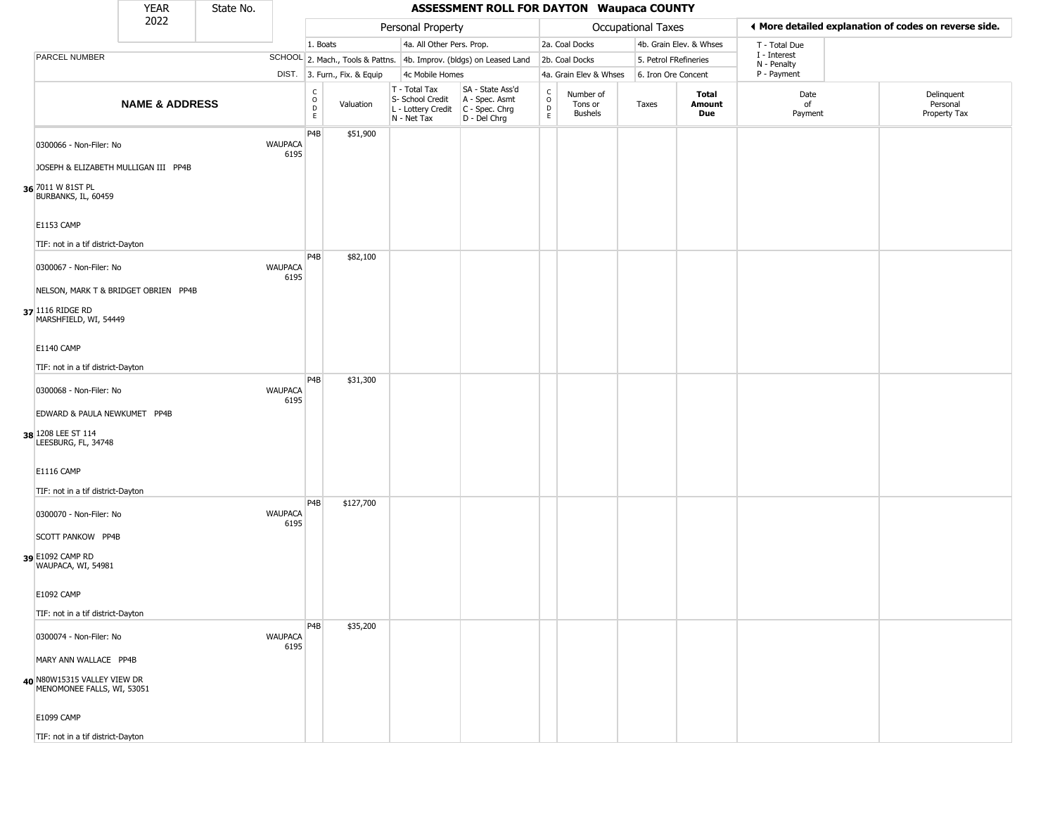| YEAR 2022 | State No. | | ASSESSMENT ROLL FOR DAYTON Waupaca COUNTY | | | | | | | | | | |
|---|---|---|---|---|---|---|---|---|---|---|---|---|---|

| PARCEL NUMBER | SCHOOL DIST. | Personal Property | | | | Occupational Taxes | | | | ◄ More detailed explanation of codes on reverse side. | | |
|---|---|---|---|---|---|---|---|---|---|---|---|---|
| | | 1. Boats | | 4a. All Other Pers. Prop. | | 2a. Coal Docks | | 4b. Grain Elev. & Whses | | T - Total Due | | |
| | | 2. Mach., Tools & Pattns. | | 4b. Improv. (bldgs) on Leased Land | | 2b. Coal Docks | | 5. Petrol FRefineries | | I - Interest | | |
| | | 3. Furn., Fix. & Equip | | 4c Mobile Homes | | 4a. Grain Elev & Whses | | 6. Iron Ore Concent | | N - Penalty, P - Payment | | |
| **NAME & ADDRESS** | | CODE | Valuation | T - Total Tax, S- School Credit, L - Lottery Credit, N - Net Tax | SA - State Ass'd, A - Spec. Asmt, C - Spec. Chrg, D - Del Chrg | CODE | Number of Tons or Bushels | Taxes | **Total Amount Due** | Date of Payment | Delinquent Personal Property Tax | |
| 36 0300066 - Non-Filer: No<br>JOSEPH & ELIZABETH MULLIGAN III PP4B<br>7011 W 81ST PL<br>BURBANKS, IL, 60459<br>E1153 CAMP<br>TIF: not in a tif district-Dayton | WAUPACA 6195 | P4B | $51,900 | | | | | | | | | |
| 37 0300067 - Non-Filer: No<br>NELSON, MARK T & BRIDGET OBRIEN PP4B<br>1116 RIDGE RD<br>MARSHFIELD, WI, 54449<br>E1140 CAMP<br>TIF: not in a tif district-Dayton | WAUPACA 6195 | P4B | $82,100 | | | | | | | | | |
| 38 0300068 - Non-Filer: No<br>EDWARD & PAULA NEWKUMET PP4B<br>1208 LEE ST 114<br>LEESBURG, FL, 34748<br>E1116 CAMP<br>TIF: not in a tif district-Dayton | WAUPACA 6195 | P4B | $31,300 | | | | | | | | | |
| 39 0300070 - Non-Filer: No<br>SCOTT PANKOW PP4B<br>E1092 CAMP RD<br>WAUPACA, WI, 54981<br>E1092 CAMP<br>TIF: not in a tif district-Dayton | WAUPACA 6195 | P4B | $127,700 | | | | | | | | | |
| 40 0300074 - Non-Filer: No<br>MARY ANN WALLACE PP4B<br>N80W15315 VALLEY VIEW DR<br>MENOMONEE FALLS, WI, 53051<br>E1099 CAMP<br>TIF: not in a tif district-Dayton | WAUPACA 6195 | P4B | $35,200 | | | | | | | | | |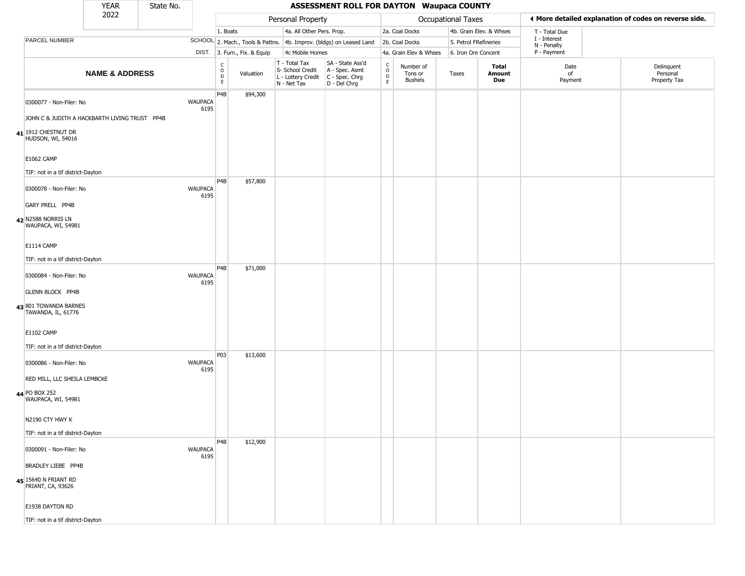| YEAR 2022 | State No. | | ASSESSMENT ROLL FOR DAYTON Waupaca COUNTY | | | | | | | | | | | |
|---|---|---|---|---|---|---|---|---|---|---|---|---|---|---|

**Personal Property**: 1. Boats; 2. Mach., Tools & Pattns.; 3. Furn., Fix. & Equip; 4a. All Other Pers. Prop.; 4b. Improv. (bldgs) on Leased Land; 4c Mobile Homes

**Occupational Taxes**: 2a. Coal Docks; 2b. Coal Docks; 4a. Grain Elev & Whses; 4b. Grain Elev. & Whses; 5. Petrol FRefineries; 6. Iron Ore Concent

◀ More detailed explanation of codes on reverse side.

T - Total Due; I - Interest; N - Penalty; P - Payment

| | NAME & ADDRESS | SCHOOL DIST. | CODE | Valuation | T - Total Tax S- School Credit L - Lottery Credit N - Net Tax | SA - State Ass'd A - Spec. Asmt C - Spec. Chrg D - Del Chrg | CODE | Number of Tons or Bushels | Taxes | Total Amount Due | Date of Payment | Delinquent Personal Property Tax |
|---|---|---|---|---|---|---|---|---|---|---|---|---|
| 41 | 0300077 - Non-Filer: No<br>JOHN C & JUDITH A HACKBARTH LIVING TRUST PP4B<br>1912 CHESTNUT DR<br>HUDSON, WI, 54016<br>E1062 CAMP<br>TIF: not in a tif district-Dayton | WAUPACA 6195 | P4B | $94,300 | | | | | | | | |
| 42 | 0300078 - Non-Filer: No<br>GARY PRELL PP4B<br>N2588 NORRIS LN<br>WAUPACA, WI, 54981<br>E1114 CAMP<br>TIF: not in a tif district-Dayton | WAUPACA 6195 | P4B | $57,800 | | | | | | | | |
| 43 | 0300084 - Non-Filer: No<br>GLENN BLOCK PP4B<br>801 TOWANDA BARNES<br>TAWANDA, IL, 61776<br>E1102 CAMP<br>TIF: not in a tif district-Dayton | WAUPACA 6195 | P4B | $71,000 | | | | | | | | |
| 44 | 0300086 - Non-Filer: No<br>RED MILL, LLC SHEILA LEMBCKE<br>PO BOX 252<br>WAUPACA, WI, 54981<br>N2190 CTY HWY K<br>TIF: not in a tif district-Dayton | WAUPACA 6195 | P03 | $13,600 | | | | | | | | |
| 45 | 0300091 - Non-Filer: No<br>BRADLEY LIEBE PP4B<br>15640 N FRIANT RD<br>FRIANT, CA, 93626<br>E1938 DAYTON RD<br>TIF: not in a tif district-Dayton | WAUPACA 6195 | P4B | $12,900 | | | | | | | | |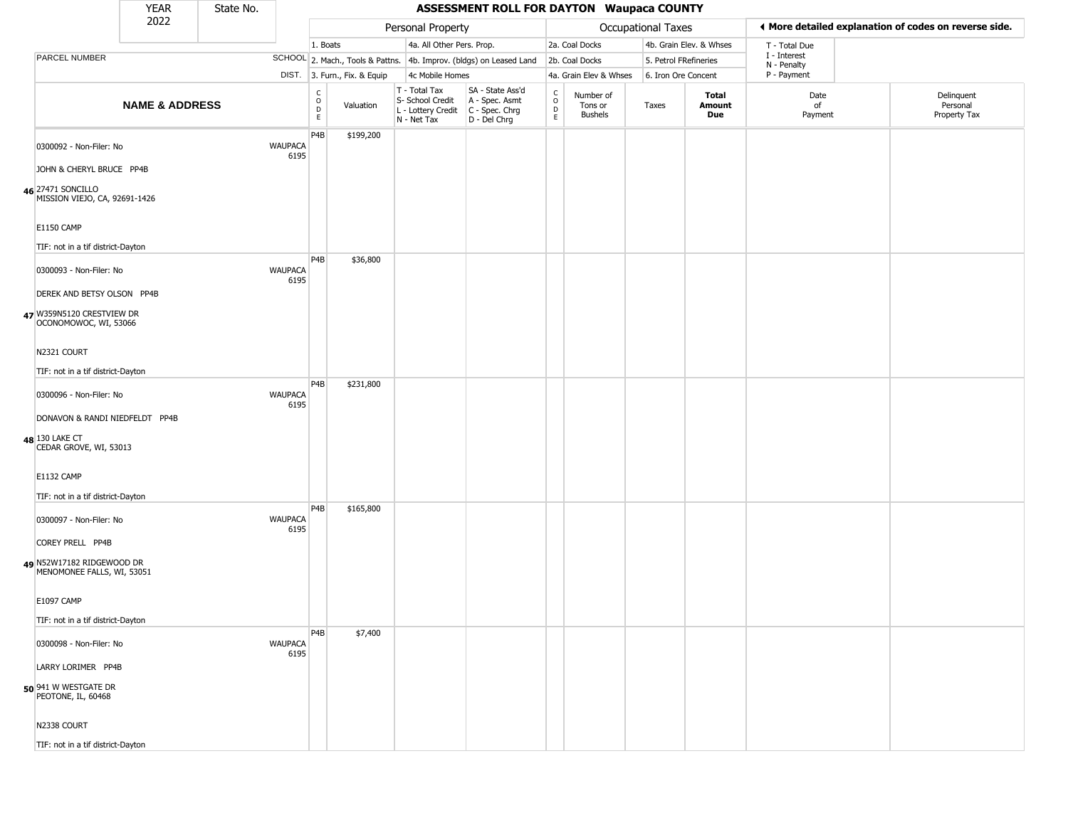| YEAR 2022 | State No. | | ASSESSMENT ROLL FOR DAYTON Waupaca COUNTY | | | | | | | | | | |
|---|---|---|---|---|---|---|---|---|---|---|---|---|---|
| | | | Personal Property | | | | Occupational Taxes | | | | ◄ More detailed explanation of codes on reverse side. | | |
| | | | 1. Boats | | 4a. All Other Pers. Prop. | | 2a. Coal Docks | | 4b. Grain Elev. & Whses | | T - Total Due | | |
| PARCEL NUMBER | | SCHOOL | 2. Mach., Tools & Pattns. | | 4b. Improv. (bldgs) on Leased Land | | 2b. Coal Docks | | 5. Petrol FRefineries | | I - Interest | | |
| | | DIST. | 3. Furn., Fix. & Equip | | 4c Mobile Homes | | 4a. Grain Elev & Whses | | 6. Iron Ore Concent | | N - Penalty P - Payment | | |
| **NAME & ADDRESS** | | | CODE | Valuation | T - Total Tax S- School Credit L - Lottery Credit N - Net Tax | SA - State Ass'd A - Spec. Asmt C - Spec. Chrg D - Del Chrg | CODE | Number of Tons or Bushels | Taxes | **Total Amount Due** | Date of Payment | Delinquent Personal Property Tax | |
| 46 | 0300092 - Non-Filer: No<br>JOHN & CHERYL BRUCE PP4B<br>27471 SONCILLO<br>MISSION VIEJO, CA, 92691-1426<br>E1150 CAMP<br>TIF: not in a tif district-Dayton | WAUPACA 6195 | P4B | $199,200 | | | | | | | | | |
| 47 | 0300093 - Non-Filer: No<br>DEREK AND BETSY OLSON PP4B<br>W359N5120 CRESTVIEW DR<br>OCONOMOWOC, WI, 53066<br>N2321 COURT<br>TIF: not in a tif district-Dayton | WAUPACA 6195 | P4B | $36,800 | | | | | | | | | |
| 48 | 0300096 - Non-Filer: No<br>DONAVON & RANDI NIEDFELDT PP4B<br>130 LAKE CT<br>CEDAR GROVE, WI, 53013<br>E1132 CAMP<br>TIF: not in a tif district-Dayton | WAUPACA 6195 | P4B | $231,800 | | | | | | | | | |
| 49 | 0300097 - Non-Filer: No<br>COREY PRELL PP4B<br>N52W17182 RIDGEWOOD DR<br>MENOMONEE FALLS, WI, 53051<br>E1097 CAMP<br>TIF: not in a tif district-Dayton | WAUPACA 6195 | P4B | $165,800 | | | | | | | | | |
| 50 | 0300098 - Non-Filer: No<br>LARRY LORIMER PP4B<br>941 W WESTGATE DR<br>PEOTONE, IL, 60468<br>N2338 COURT<br>TIF: not in a tif district-Dayton | WAUPACA 6195 | P4B | $7,400 | | | | | | | | | |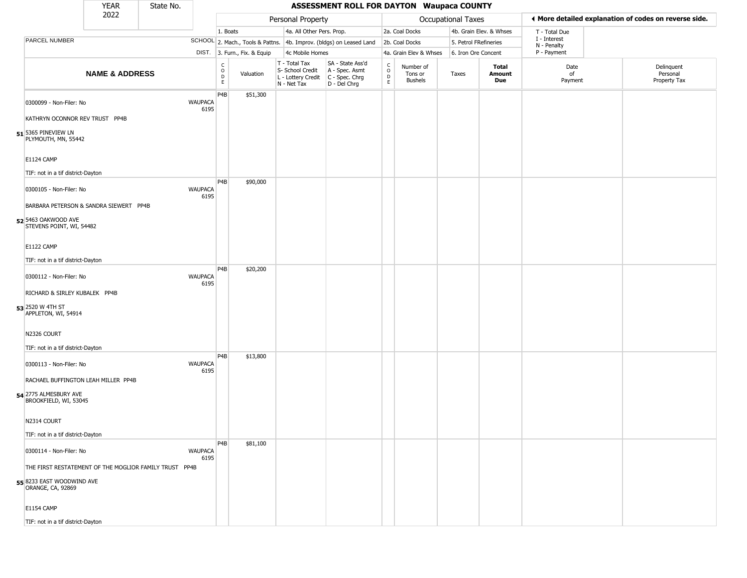# ASSESSMENT ROLL FOR DAYTON Waupaca COUNTY

YEAR 2022 | State No.

| | | Personal Property | | | | Occupational Taxes | | | | ◂ More detailed explanation of codes on reverse side. | |
|---|---|---|---|---|---|---|---|---|---|---|---|
| PARCEL NUMBER | SCHOOL DIST. | 1. Boats<br>2. Mach., Tools & Pattns.<br>3. Furn., Fix. & Equip | | 4a. All Other Pers. Prop.<br>4b. Improv. (bldgs) on Leased Land<br>4c Mobile Homes | | 2a. Coal Docks<br>2b. Coal Docks<br>4a. Grain Elev & Whses | | 4b. Grain Elev. & Whses<br>5. Petrol FRefineries<br>6. Iron Ore Concent | | T - Total Due<br>I - Interest<br>N - Penalty<br>P - Payment | |
| **NAME & ADDRESS** | | CODE | Valuation | T - Total Tax<br>S- School Credit<br>L - Lottery Credit<br>N - Net Tax | SA - State Ass'd<br>A - Spec. Asmt<br>C - Spec. Chrg<br>D - Del Chrg | CODE | Number of Tons or Bushels | Taxes | **Total Amount Due** | Date of Payment | Delinquent Personal Property Tax |
| 51 0300099 - Non-Filer: No<br>KATHRYN OCONNOR REV TRUST PP4B<br>5365 PINEVIEW LN<br>PLYMOUTH, MN, 55442<br>E1124 CAMP<br>TIF: not in a tif district-Dayton | WAUPACA 6195 | P4B | $51,300 | | | | | | | | |
| 52 0300105 - Non-Filer: No<br>BARBARA PETERSON & SANDRA SIEWERT PP4B<br>5463 OAKWOOD AVE<br>STEVENS POINT, WI, 54482<br>E1122 CAMP<br>TIF: not in a tif district-Dayton | WAUPACA 6195 | P4B | $90,000 | | | | | | | | |
| 53 0300112 - Non-Filer: No<br>RICHARD & SIRLEY KUBALEK PP4B<br>2520 W 4TH ST<br>APPLETON, WI, 54914<br>N2326 COURT<br>TIF: not in a tif district-Dayton | WAUPACA 6195 | P4B | $20,200 | | | | | | | | |
| 54 0300113 - Non-Filer: No<br>RACHAEL BUFFINGTON LEAH MILLER PP4B<br>2775 ALMESBURY AVE<br>BROOKFIELD, WI, 53045<br>N2314 COURT<br>TIF: not in a tif district-Dayton | WAUPACA 6195 | P4B | $13,800 | | | | | | | | |
| 55 0300114 - Non-Filer: No<br>THE FIRST RESTATEMENT OF THE MOGLIOR FAMILY TRUST PP4B<br>8233 EAST WOODWIND AVE<br>ORANGE, CA, 92869<br>E1154 CAMP<br>TIF: not in a tif district-Dayton | WAUPACA 6195 | P4B | $81,100 | | | | | | | | |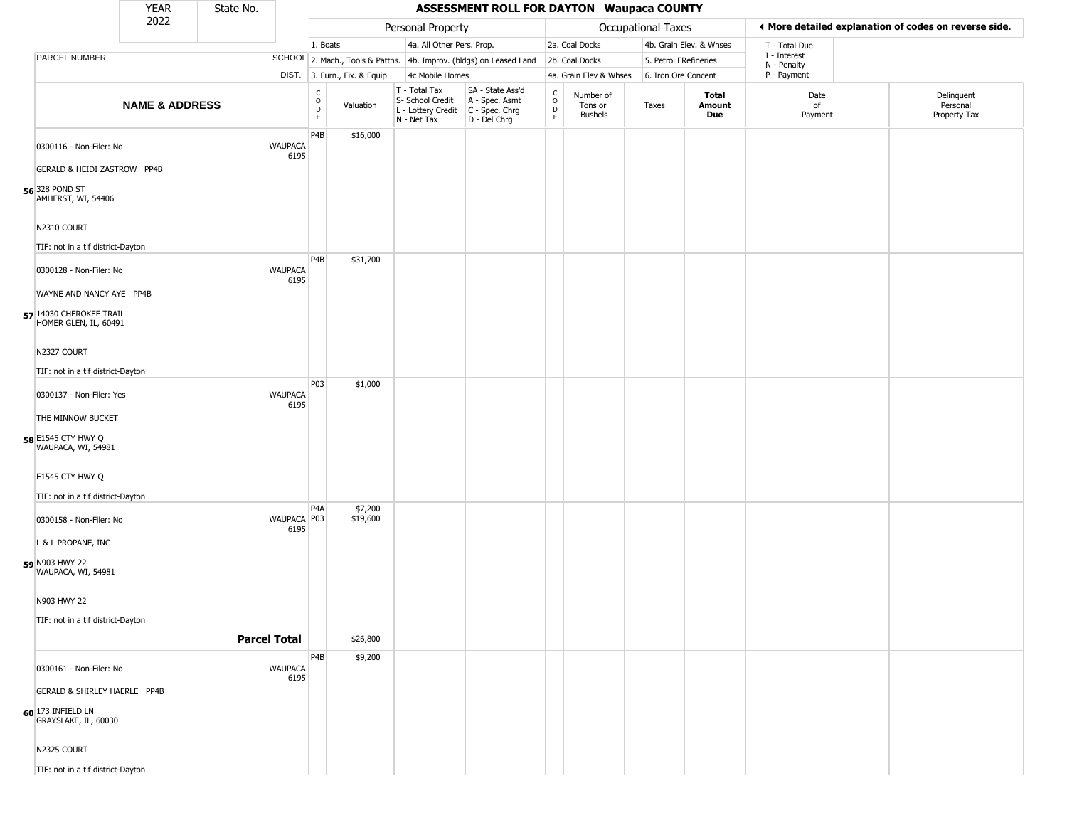| YEAR 2022 | State No. | | ASSESSMENT ROLL FOR DAYTON Waupaca COUNTY | | | | | | | | | |
|---|---|---|---|---|---|---|---|---|---|---|---|---|

**Personal Property:** 1. Boats; 2. Mach., Tools & Pattns.; 3. Furn., Fix. & Equip; 4a. All Other Pers. Prop.; 4b. Improv. (bldgs) on Leased Land; 4c Mobile Homes

**Occupational Taxes:** 2a. Coal Docks; 2b. Coal Docks; 4a. Grain Elev & Whses; 4b. Grain Elev. & Whses; 5. Petrol FRefineries; 6. Iron Ore Concent

T - Total Due; I - Interest; N - Penalty; P - Payment

◀ More detailed explanation of codes on reverse side.

| | NAME & ADDRESS | SCHOOL DIST. | CODE | Valuation | T - Total Tax S- School Credit L - Lottery Credit N - Net Tax | SA - State Ass'd A - Spec. Asmt C - Spec. Chrg D - Del Chrg | CODE | Number of Tons or Bushels | Taxes | Total Amount Due | Date of Payment | Delinquent Personal Property Tax |
|---|---|---|---|---|---|---|---|---|---|---|---|---|
| 56 | 0300116 - Non-Filer: No<br>GERALD & HEIDI ZASTROW PP4B<br>328 POND ST<br>AMHERST, WI, 54406<br>N2310 COURT<br>TIF: not in a tif district-Dayton | WAUPACA 6195 | P4B | $16,000 | | | | | | | | |
| 57 | 0300128 - Non-Filer: No<br>WAYNE AND NANCY AYE PP4B<br>14030 CHEROKEE TRAIL<br>HOMER GLEN, IL, 60491<br>N2327 COURT<br>TIF: not in a tif district-Dayton | WAUPACA 6195 | P4B | $31,700 | | | | | | | | |
| 58 | 0300137 - Non-Filer: Yes<br>THE MINNOW BUCKET<br>E1545 CTY HWY Q<br>WAUPACA, WI, 54981<br>E1545 CTY HWY Q<br>TIF: not in a tif district-Dayton | WAUPACA 6195 | P03 | $1,000 | | | | | | | | |
| 59 | 0300158 - Non-Filer: No<br>L & L PROPANE, INC<br>N903 HWY 22<br>WAUPACA, WI, 54981<br>N903 HWY 22<br>TIF: not in a tif district-Dayton | WAUPACA 6195 | P4A<br>P03 | $7,200<br>$19,600 | | | | | | | | |
| | **Parcel Total** | | | $26,800 | | | | | | | | |
| 60 | 0300161 - Non-Filer: No<br>GERALD & SHIRLEY HAERLE PP4B<br>173 INFIELD LN<br>GRAYSLAKE, IL, 60030<br>N2325 COURT<br>TIF: not in a tif district-Dayton | WAUPACA 6195 | P4B | $9,200 | | | | | | | | |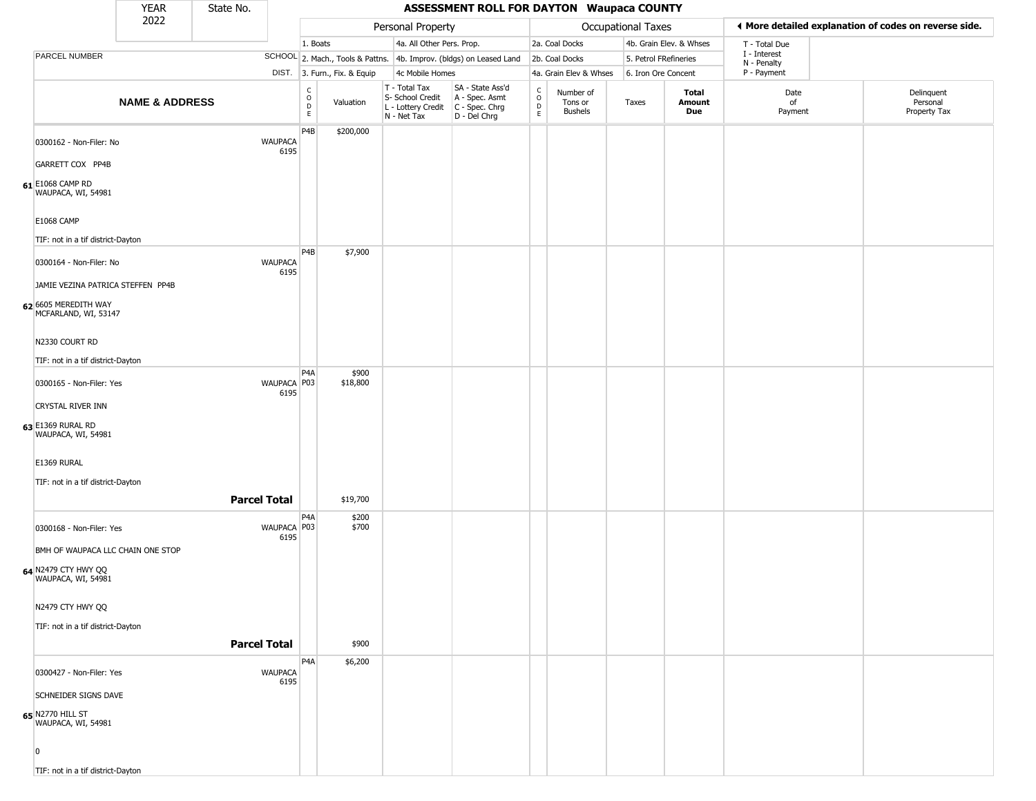| YEAR 2022 | State No. | ASSESSMENT ROLL FOR DAYTON Waupaca COUNTY |
|---|---|---|

| | | Personal Property | | | | Occupational Taxes | | | | ◄ More detailed explanation of codes on reverse side. | |
|---|---|---|---|---|---|---|---|---|---|---|---|
| PARCEL NUMBER | SCHOOL DIST. | 1. Boats 2. Mach., Tools & Pattns. 3. Furn., Fix. & Equip | | 4a. All Other Pers. Prop. 4b. Improv. (bldgs) on Leased Land 4c Mobile Homes | | 2a. Coal Docks 2b. Coal Docks 4a. Grain Elev & Whses | | 4b. Grain Elev. & Whses 5. Petrol FRefineries 6. Iron Ore Concent | | T - Total Due I - Interest N - Penalty P - Payment | |
| **NAME & ADDRESS** | | CODE | Valuation | T - Total Tax S- School Credit L - Lottery Credit N - Net Tax | SA - State Ass'd A - Spec. Asmt C - Spec. Chrg D - Del Chrg | CODE | Number of Tons or Bushels | Taxes | **Total Amount Due** | Date of Payment | Delinquent Personal Property Tax |
| 61 0300162 - Non-Filer: No GARRETT COX PP4B E1068 CAMP RD WAUPACA, WI, 54981 E1068 CAMP TIF: not in a tif district-Dayton | WAUPACA 6195 | P4B | $200,000 | | | | | | | | |
| 62 0300164 - Non-Filer: No JAMIE VEZINA PATRICA STEFFEN PP4B 6605 MEREDITH WAY MCFARLAND, WI, 53147 N2330 COURT RD TIF: not in a tif district-Dayton | WAUPACA 6195 | P4B | $7,900 | | | | | | | | |
| 63 0300165 - Non-Filer: Yes CRYSTAL RIVER INN E1369 RURAL RD WAUPACA, WI, 54981 E1369 RURAL TIF: not in a tif district-Dayton | WAUPACA 6195 | P4A P03 | $900 $18,800 | | | | | | | | |
| **Parcel Total** | | | $19,700 | | | | | | | | |
| 64 0300168 - Non-Filer: Yes BMH OF WAUPACA LLC CHAIN ONE STOP N2479 CTY HWY QQ WAUPACA, WI, 54981 N2479 CTY HWY QQ TIF: not in a tif district-Dayton | WAUPACA 6195 | P4A P03 | $200 $700 | | | | | | | | |
| **Parcel Total** | | | $900 | | | | | | | | |
| 65 0300427 - Non-Filer: Yes SCHNEIDER SIGNS DAVE N2770 HILL ST WAUPACA, WI, 54981 0 TIF: not in a tif district-Dayton | WAUPACA 6195 | P4A | $6,200 | | | | | | | | |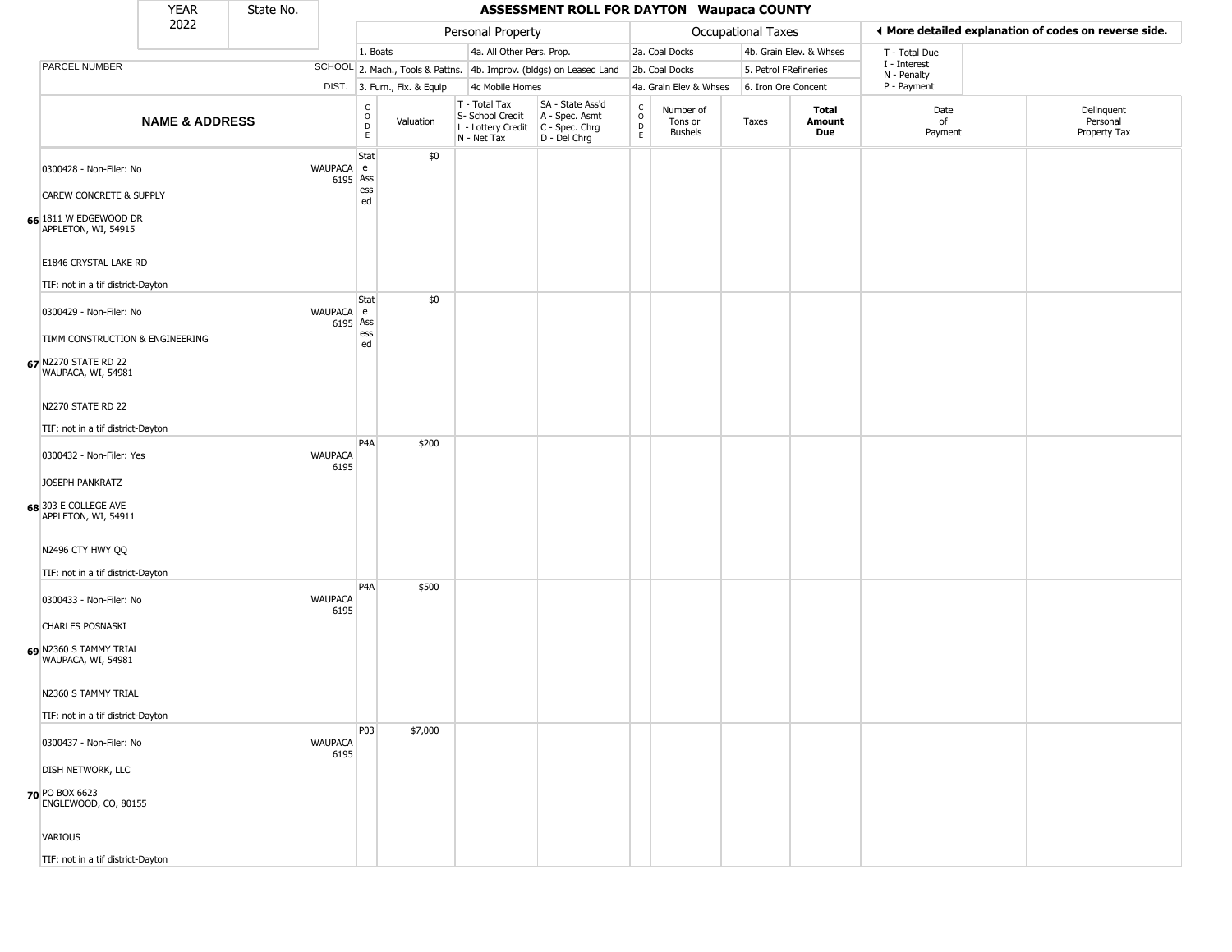# ASSESSMENT ROLL FOR DAYTON Waupaca COUNTY

YEAR 2022 | State No.

| | NAME & ADDRESS | SCHOOL DIST. | CODE | Valuation | T - Total Tax / S- School Credit / L - Lottery Credit / N - Net Tax | SA - State Ass'd / A - Spec. Asmt / C - Spec. Chrg / D - Del Chrg | CODE | Number of Tons or Bushels | Taxes | Total Amount Due | Date of Payment | Delinquent Personal Property Tax |
|---|---|---|---|---|---|---|---|---|---|---|---|---|
| | **Personal Property:** 1. Boats; 2. Mach., Tools & Pattns.; 3. Furn., Fix. & Equip; 4a. All Other Pers. Prop.; 4b. Improv. (bldgs) on Leased Land; 4c Mobile Homes | | | | | | | **Occupational Taxes:** 2a. Coal Docks; 2b. Coal Docks; 4a. Grain Elev & Whses; 4b. Grain Elev. & Whses; 5. Petrol FRefineries; 6. Iron Ore Concent | | | T - Total Due; I - Interest; N - Penalty; P - Payment | |
| 66 | 0300428 - Non-Filer: No<br>CAREW CONCRETE & SUPPLY<br>1811 W EDGEWOOD DR<br>APPLETON, WI, 54915<br>E1846 CRYSTAL LAKE RD<br>TIF: not in a tif district-Dayton | WAUPACA 6195 | State Assessed | $0 | | | | | | | | |
| 67 | 0300429 - Non-Filer: No<br>TIMM CONSTRUCTION & ENGINEERING<br>N2270 STATE RD 22<br>WAUPACA, WI, 54981<br>N2270 STATE RD 22<br>TIF: not in a tif district-Dayton | WAUPACA 6195 | State Assessed | $0 | | | | | | | | |
| 68 | 0300432 - Non-Filer: Yes<br>JOSEPH PANKRATZ<br>303 E COLLEGE AVE<br>APPLETON, WI, 54911<br>N2496 CTY HWY QQ<br>TIF: not in a tif district-Dayton | WAUPACA 6195 | P4A | $200 | | | | | | | | |
| 69 | 0300433 - Non-Filer: No<br>CHARLES POSNASKI<br>N2360 S TAMMY TRIAL<br>WAUPACA, WI, 54981<br>N2360 S TAMMY TRIAL<br>TIF: not in a tif district-Dayton | WAUPACA 6195 | P4A | $500 | | | | | | | | |
| 70 | 0300437 - Non-Filer: No<br>DISH NETWORK, LLC<br>PO BOX 6623<br>ENGLEWOOD, CO, 80155<br>VARIOUS<br>TIF: not in a tif district-Dayton | WAUPACA 6195 | P03 | $7,000 | | | | | | | | |

◄ More detailed explanation of codes on reverse side.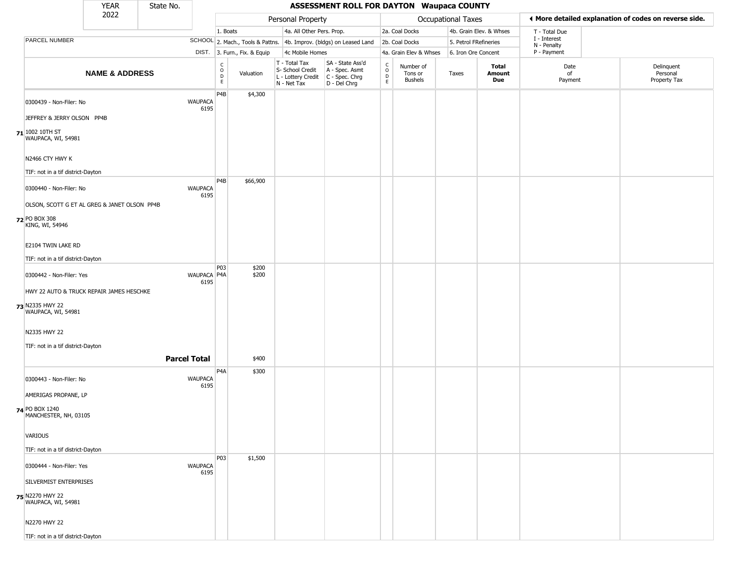| YEAR 2022 | State No. | ASSESSMENT ROLL FOR DAYTON Waupaca COUNTY |
|---|---|---|

| | | Personal Property | | | | Occupational Taxes | | | | ◄ More detailed explanation of codes on reverse side. | |
|---|---|---|---|---|---|---|---|---|---|---|---|
| PARCEL NUMBER | SCHOOL DIST. | 1. Boats / 2. Mach., Tools & Pattns. / 3. Furn., Fix. & Equip | | 4a. All Other Pers. Prop. / 4b. Improv. (bldgs) on Leased Land / 4c Mobile Homes | | 2a. Coal Docks / 2b. Coal Docks / 4a. Grain Elev & Whses | | 4b. Grain Elev. & Whses / 5. Petrol FRefineries / 6. Iron Ore Concent | | T - Total Due / I - Interest / N - Penalty / P - Payment | |
| **NAME & ADDRESS** | | CODE | Valuation | T - Total Tax / S- School Credit / L - Lottery Credit / N - Net Tax | SA - State Ass'd / A - Spec. Asmt / C - Spec. Chrg / D - Del Chrg | CODE | Number of Tons or Bushels | Taxes | **Total Amount Due** | Date of Payment | Delinquent Personal Property Tax |
| 0300439 - Non-Filer: No<br>JEFFREY & JERRY OLSON PP4B<br>71 1002 10TH ST<br>WAUPACA, WI, 54981<br>N2466 CTY HWY K<br>TIF: not in a tif district-Dayton | WAUPACA 6195 | P4B | $4,300 | | | | | | | | |
| 0300440 - Non-Filer: No<br>OLSON, SCOTT G ET AL GREG & JANET OLSON PP4B<br>72 PO BOX 308<br>KING, WI, 54946<br>E2104 TWIN LAKE RD<br>TIF: not in a tif district-Dayton | WAUPACA 6195 | P4B | $66,900 | | | | | | | | |
| 0300442 - Non-Filer: Yes<br>HWY 22 AUTO & TRUCK REPAIR JAMES HESCHKE<br>73 N2335 HWY 22<br>WAUPACA, WI, 54981<br>N2335 HWY 22<br>TIF: not in a tif district-Dayton | WAUPACA 6195 | P03<br>P4A | $200<br>$200 | | | | | | | | |
| **Parcel Total** | | | $400 | | | | | | | | |
| 0300443 - Non-Filer: No<br>AMERIGAS PROPANE, LP<br>74 PO BOX 1240<br>MANCHESTER, NH, 03105<br>VARIOUS<br>TIF: not in a tif district-Dayton | WAUPACA 6195 | P4A | $300 | | | | | | | | |
| 0300444 - Non-Filer: Yes<br>SILVERMIST ENTERPRISES<br>75 N2270 HWY 22<br>WAUPACA, WI, 54981<br>N2270 HWY 22<br>TIF: not in a tif district-Dayton | WAUPACA 6195 | P03 | $1,500 | | | | | | | | |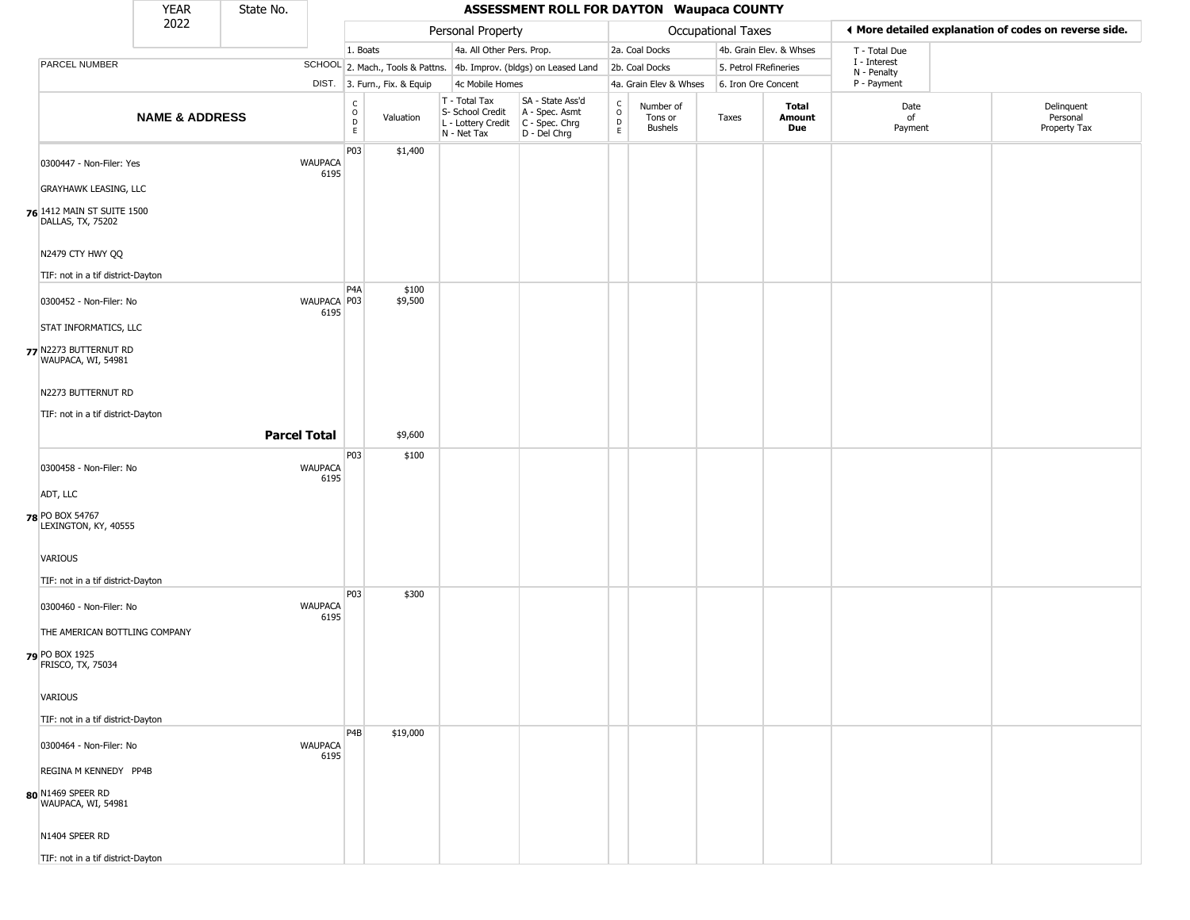| YEAR 2022 | State No. | | ASSESSMENT ROLL FOR DAYTON Waupaca COUNTY | | | | | | | | | | |
|---|---|---|---|---|---|---|---|---|---|---|---|---|---|

**Personal Property:** 1. Boats; 2. Mach., Tools & Pattns.; 3. Furn., Fix. & Equip; 4a. All Other Pers. Prop.; 4b. Improv. (bldgs) on Leased Land; 4c Mobile Homes

**Occupational Taxes:** 2a. Coal Docks; 2b. Coal Docks; 4a. Grain Elev & Whses; 4b. Grain Elev. & Whses; 5. Petrol FRefineries; 6. Iron Ore Concent

◀ More detailed explanation of codes on reverse side. T - Total Due; I - Interest; N - Penalty; P - Payment

| | NAME & ADDRESS | PARCEL NUMBER / SCHOOL DIST. | CODE | Valuation | T - Total Tax S- School Credit L - Lottery Credit N - Net Tax | SA - State Ass'd A - Spec. Asmt C - Spec. Chrg D - Del Chrg | CODE | Number of Tons or Bushels | Taxes | Total Amount Due | Date of Payment | Delinquent Personal Property Tax |
|---|---|---|---|---|---|---|---|---|---|---|---|---|
| 76 | 0300447 - Non-Filer: Yes<br>GRAYHAWK LEASING, LLC<br>1412 MAIN ST SUITE 1500<br>DALLAS, TX, 75202<br>N2479 CTY HWY QQ<br>TIF: not in a tif district-Dayton | WAUPACA 6195 | P03 | $1,400 | | | | | | | | |
| 77 | 0300452 - Non-Filer: No<br>STAT INFORMATICS, LLC<br>N2273 BUTTERNUT RD<br>WAUPACA, WI, 54981<br>N2273 BUTTERNUT RD<br>TIF: not in a tif district-Dayton | WAUPACA 6195 | P4A<br>P03 | $100<br>$9,500 | | | | | | | | |
| | **Parcel Total** | | | $9,600 | | | | | | | | |
| 78 | 0300458 - Non-Filer: No<br>ADT, LLC<br>PO BOX 54767<br>LEXINGTON, KY, 40555<br>VARIOUS<br>TIF: not in a tif district-Dayton | WAUPACA 6195 | P03 | $100 | | | | | | | | |
| 79 | 0300460 - Non-Filer: No<br>THE AMERICAN BOTTLING COMPANY<br>PO BOX 1925<br>FRISCO, TX, 75034<br>VARIOUS<br>TIF: not in a tif district-Dayton | WAUPACA 6195 | P03 | $300 | | | | | | | | |
| 80 | 0300464 - Non-Filer: No<br>REGINA M KENNEDY PP4B<br>N1469 SPEER RD<br>WAUPACA, WI, 54981<br>N1404 SPEER RD<br>TIF: not in a tif district-Dayton | WAUPACA 6195 | P4B | $19,000 | | | | | | | | |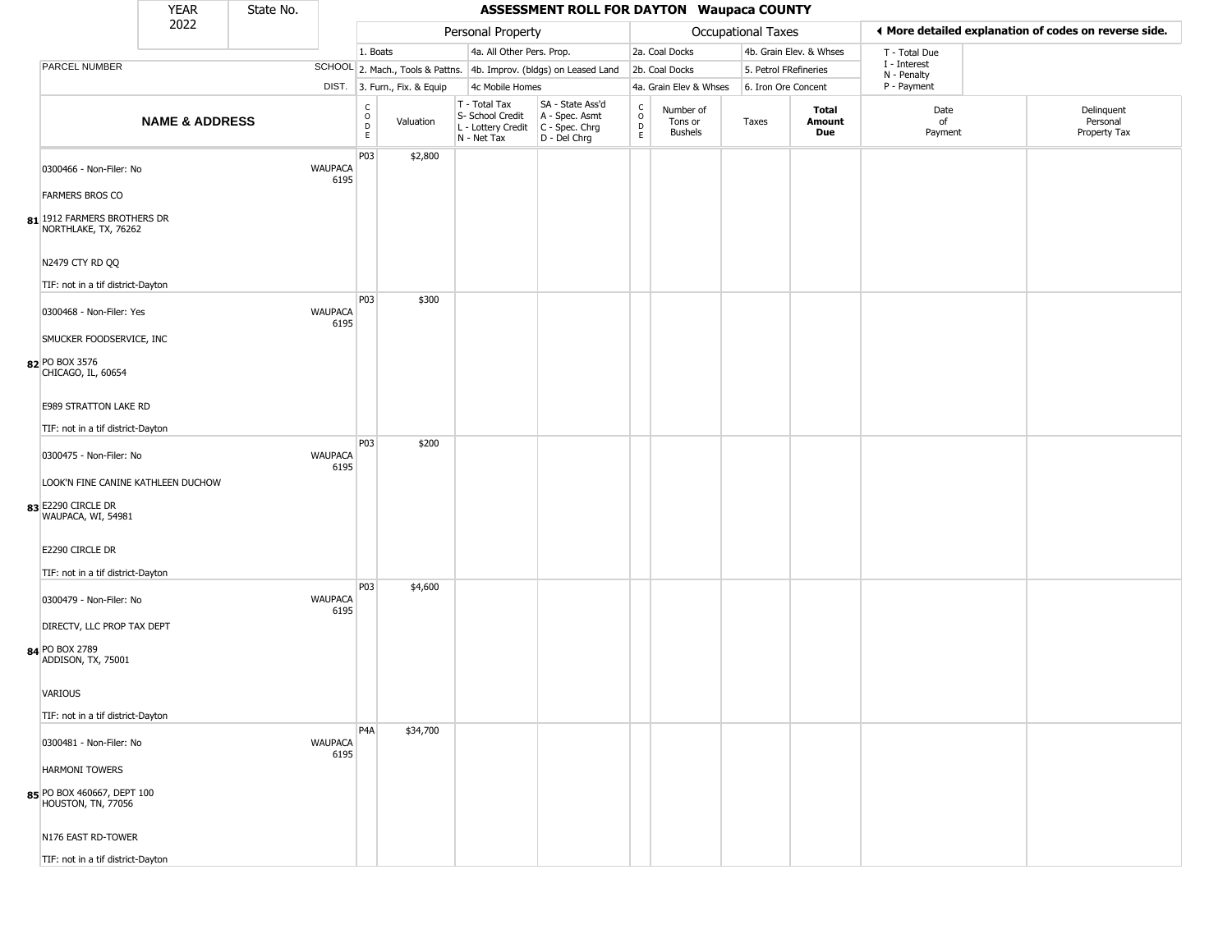| YEAR 2022 | State No. |
|---|---|

# ASSESSMENT ROLL FOR DAYTON Waupaca COUNTY

| | | Personal Property | | | | | Occupational Taxes | | | | ◄ More detailed explanation of codes on reverse side. | |
|---|---|---|---|---|---|---|---|---|---|---|---|---|
| PARCEL NUMBER | SCHOOL DIST. | 1. Boats<br>2. Mach., Tools & Pattns.<br>3. Furn., Fix. & Equip | | 4a. All Other Pers. Prop.<br>4b. Improv. (bldgs) on Leased Land<br>4c Mobile Homes | | | 2a. Coal Docks<br>2b. Coal Docks<br>4a. Grain Elev & Whses | | 4b. Grain Elev. & Whses<br>5. Petrol FRefineries<br>6. Iron Ore Concent | | T - Total Due<br>I - Interest<br>N - Penalty<br>P - Payment | |
| **NAME & ADDRESS** | | CODE | Valuation | T - Total Tax<br>S- School Credit<br>L - Lottery Credit<br>N - Net Tax | SA - State Ass'd<br>A - Spec. Asmt<br>C - Spec. Chrg<br>D - Del Chrg | CODE | Number of Tons or Bushels | Taxes | **Total Amount Due** | Date of Payment | Delinquent Personal Property Tax |
| 81 0300466 - Non-Filer: No<br>FARMERS BROS CO<br>1912 FARMERS BROTHERS DR<br>NORTHLAKE, TX, 76262<br>N2479 CTY RD QQ<br>TIF: not in a tif district-Dayton | WAUPACA 6195 | P03 | $2,800 | | | | | | | | |
| 82 0300468 - Non-Filer: Yes<br>SMUCKER FOODSERVICE, INC<br>PO BOX 3576<br>CHICAGO, IL, 60654<br>E989 STRATTON LAKE RD<br>TIF: not in a tif district-Dayton | WAUPACA 6195 | P03 | $300 | | | | | | | | |
| 83 0300475 - Non-Filer: No<br>LOOK'N FINE CANINE KATHLEEN DUCHOW<br>E2290 CIRCLE DR<br>WAUPACA, WI, 54981<br>E2290 CIRCLE DR<br>TIF: not in a tif district-Dayton | WAUPACA 6195 | P03 | $200 | | | | | | | | |
| 84 0300479 - Non-Filer: No<br>DIRECTV, LLC PROP TAX DEPT<br>PO BOX 2789<br>ADDISON, TX, 75001<br>VARIOUS<br>TIF: not in a tif district-Dayton | WAUPACA 6195 | P03 | $4,600 | | | | | | | | |
| 85 0300481 - Non-Filer: No<br>HARMONI TOWERS<br>PO BOX 460667, DEPT 100<br>HOUSTON, TN, 77056<br>N176 EAST RD-TOWER<br>TIF: not in a tif district-Dayton | WAUPACA 6195 | P4A | $34,700 | | | | | | | | |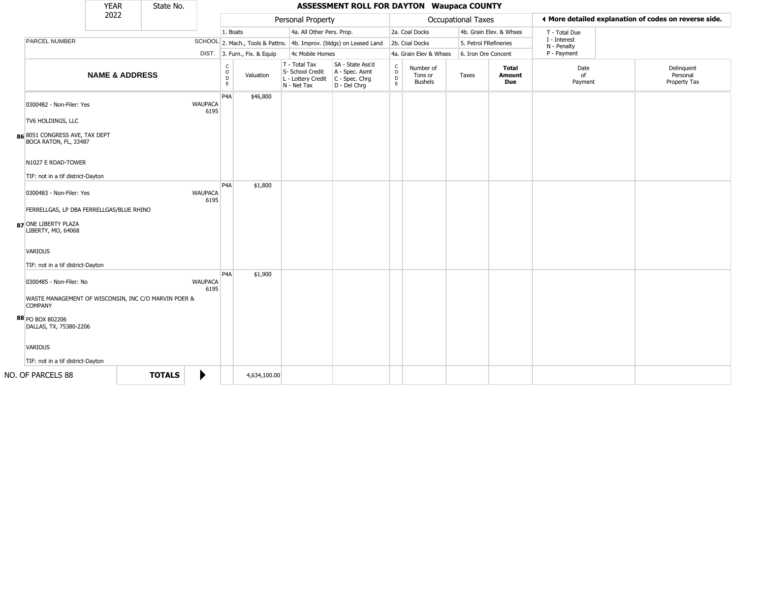| YEAR 2022 | State No. | | | | | | | | | | |
|---|---|---|---|---|---|---|---|---|---|---|---|

# ASSESSMENT ROLL FOR DAYTON Waupaca COUNTY

| | | Personal Property | | | | Occupational Taxes | | | | ◀ More detailed explanation of codes on reverse side. | |
|---|---|---|---|---|---|---|---|---|---|---|---|
| PARCEL NUMBER | SCHOOL DIST. | 1. Boats<br>2. Mach., Tools & Pattns.<br>3. Furn., Fix. & Equip | | 4a. All Other Pers. Prop.<br>4b. Improv. (bldgs) on Leased Land<br>4c Mobile Homes | | 2a. Coal Docks<br>2b. Coal Docks<br>4a. Grain Elev & Whses | | 4b. Grain Elev. & Whses<br>5. Petrol FRefineries<br>6. Iron Ore Concent | | T - Total Due<br>I - Interest<br>N - Penalty<br>P - Payment | |
| **NAME & ADDRESS** | | CODE | Valuation | T - Total Tax<br>S- School Credit<br>L - Lottery Credit<br>N - Net Tax | SA - State Ass'd<br>A - Spec. Asmt<br>C - Spec. Chrg<br>D - Del Chrg | CODE | Number of Tons or Bushels | Taxes | **Total Amount Due** | Date of Payment | Delinquent Personal Property Tax |
| **86** 0300482 - Non-Filer: Yes<br>TV6 HOLDINGS, LLC<br>8051 CONGRESS AVE, TAX DEPT<br>BOCA RATON, FL, 33487<br>N1027 E ROAD-TOWER<br>TIF: not in a tif district-Dayton | WAUPACA 6195 | P4A | $46,800 | | | | | | | | |
| **87** 0300483 - Non-Filer: Yes<br>FERRELLGAS, LP DBA FERRELLGAS/BLUE RHINO<br>ONE LIBERTY PLAZA<br>LIBERTY, MO, 64068<br>VARIOUS<br>TIF: not in a tif district-Dayton | WAUPACA 6195 | P4A | $1,800 | | | | | | | | |
| **88** 0300485 - Non-Filer: No<br>WASTE MANAGEMENT OF WISCONSIN, INC C/O MARVIN POER & COMPANY<br>PO BOX 802206<br>DALLAS, TX, 75380-2206<br>VARIOUS<br>TIF: not in a tif district-Dayton | WAUPACA 6195 | P4A | $1,900 | | | | | | | | |
| NO. OF PARCELS 88 | **TOTALS** ▶ | | 4,634,100.00 | | | | | | | | |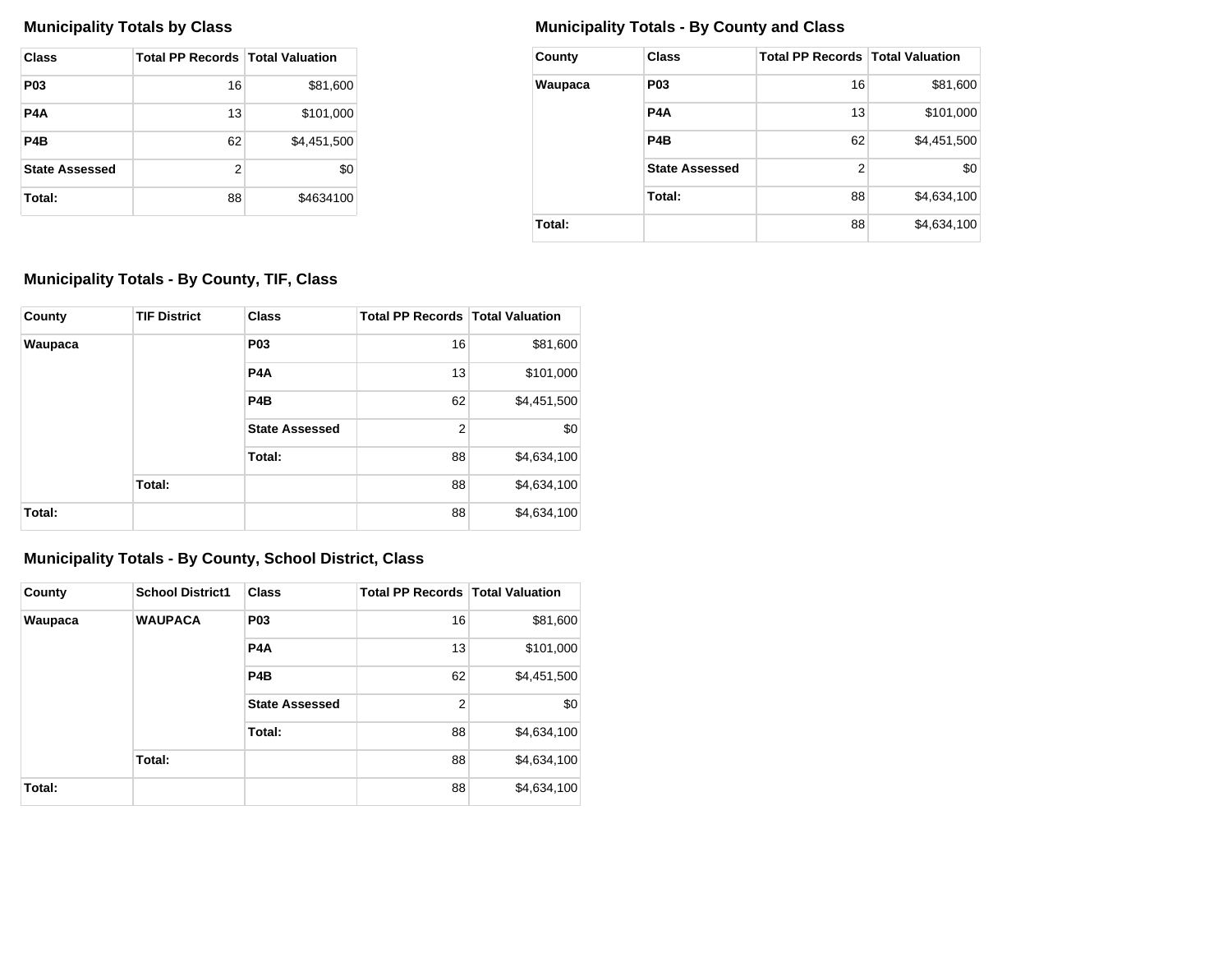### Municipality Totals by Class

| Class | Total PP Records | Total Valuation |
|---|---|---|
| **P03** | 16 | $81,600 |
| **P4A** | 13 | $101,000 |
| **P4B** | 62 | $4,451,500 |
| **State Assessed** | 2 | $0 |
| **Total:** | 88 | $4634100 |

### Municipality Totals - By County and Class

| County | Class | Total PP Records | Total Valuation |
|---|---|---|---|
| **Waupaca** | **P03** | 16 | $81,600 |
| | **P4A** | 13 | $101,000 |
| | **P4B** | 62 | $4,451,500 |
| | **State Assessed** | 2 | $0 |
| | **Total:** | 88 | $4,634,100 |
| **Total:** | | 88 | $4,634,100 |

### Municipality Totals - By County, TIF, Class

| County | TIF District | Class | Total PP Records | Total Valuation |
|---|---|---|---|---|
| **Waupaca** | | **P03** | 16 | $81,600 |
| | | **P4A** | 13 | $101,000 |
| | | **P4B** | 62 | $4,451,500 |
| | | **State Assessed** | 2 | $0 |
| | | **Total:** | 88 | $4,634,100 |
| | **Total:** | | 88 | $4,634,100 |
| **Total:** | | | 88 | $4,634,100 |

### Municipality Totals - By County, School District, Class

| County | School District1 | Class | Total PP Records | Total Valuation |
|---|---|---|---|---|
| **Waupaca** | **WAUPACA** | **P03** | 16 | $81,600 |
| | | **P4A** | 13 | $101,000 |
| | | **P4B** | 62 | $4,451,500 |
| | | **State Assessed** | 2 | $0 |
| | | **Total:** | 88 | $4,634,100 |
| | **Total:** | | 88 | $4,634,100 |
| **Total:** | | | 88 | $4,634,100 |